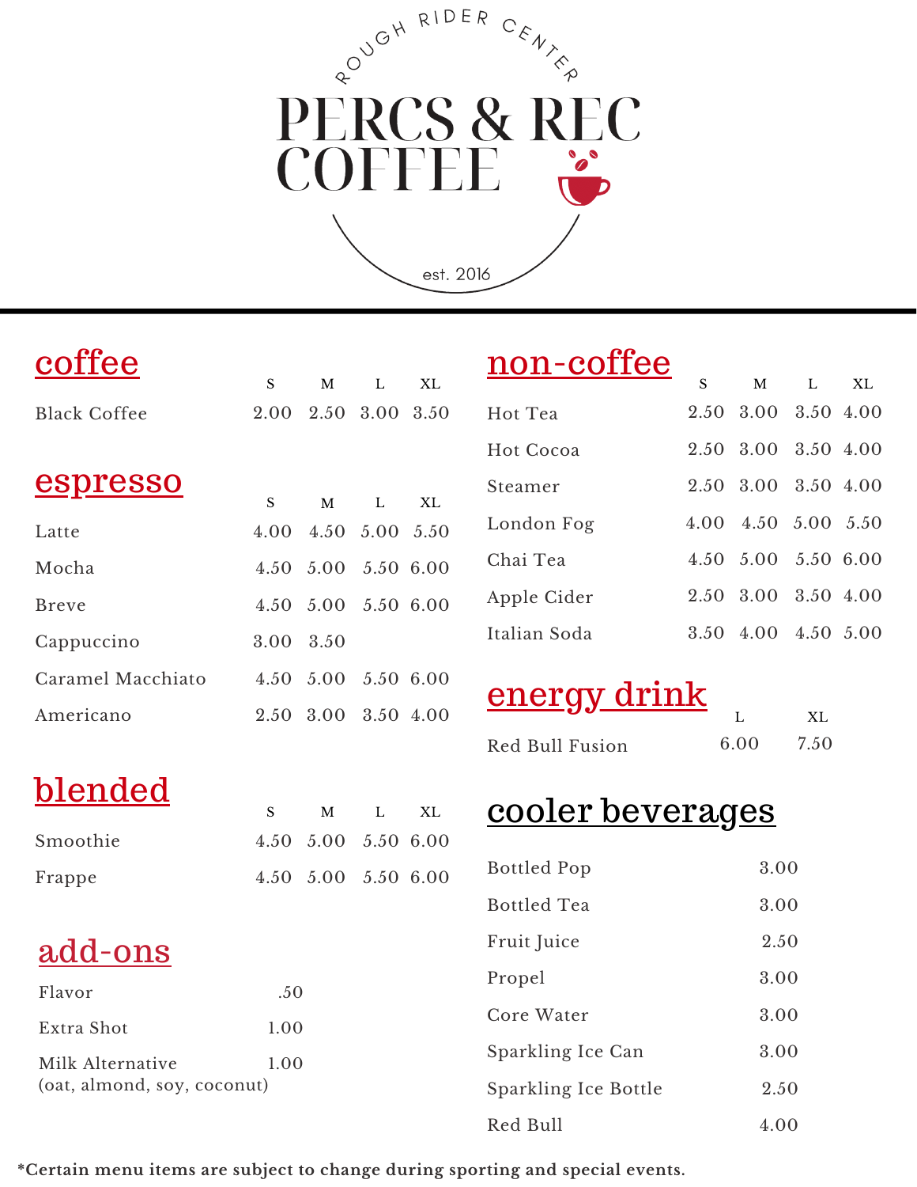ROUGH RIDER CENTER

# PERCS & REC COFFEE

est. 2016

## coffee

| | S | M | L | XL |
|---|---|---|---|---|
| Black Coffee | 2.00 | 2.50 | 3.00 | 3.50 |

## espresso

| | S | M | L | XL |
|---|---|---|---|---|
| Latte | 4.00 | 4.50 | 5.00 | 5.50 |
| Mocha | 4.50 | 5.00 | 5.50 | 6.00 |
| Breve | 4.50 | 5.00 | 5.50 | 6.00 |
| Cappuccino | 3.00 | 3.50 | | |
| Caramel Macchiato | 4.50 | 5.00 | 5.50 | 6.00 |
| Americano | 2.50 | 3.00 | 3.50 | 4.00 |

## blended

| | S | M | L | XL |
|---|---|---|---|---|
| Smoothie | 4.50 | 5.00 | 5.50 | 6.00 |
| Frappe | 4.50 | 5.00 | 5.50 | 6.00 |

## add-ons

| | |
|---|---|
| Flavor | .50 |
| Extra Shot | 1.00 |
| Milk Alternative (oat, almond, soy, coconut) | 1.00 |

## non-coffee

| | S | M | L | XL |
|---|---|---|---|---|
| Hot Tea | 2.50 | 3.00 | 3.50 | 4.00 |
| Hot Cocoa | 2.50 | 3.00 | 3.50 | 4.00 |
| Steamer | 2.50 | 3.00 | 3.50 | 4.00 |
| London Fog | 4.00 | 4.50 | 5.00 | 5.50 |
| Chai Tea | 4.50 | 5.00 | 5.50 | 6.00 |
| Apple Cider | 2.50 | 3.00 | 3.50 | 4.00 |
| Italian Soda | 3.50 | 4.00 | 4.50 | 5.00 |

## energy drink

| | L | XL |
|---|---|---|
| Red Bull Fusion | 6.00 | 7.50 |

## cooler beverages

| | |
|---|---|
| Bottled Pop | 3.00 |
| Bottled Tea | 3.00 |
| Fruit Juice | 2.50 |
| Propel | 3.00 |
| Core Water | 3.00 |
| Sparkling Ice Can | 3.00 |
| Sparkling Ice Bottle | 2.50 |
| Red Bull | 4.00 |

**\*Certain menu items are subject to change during sporting and special events.**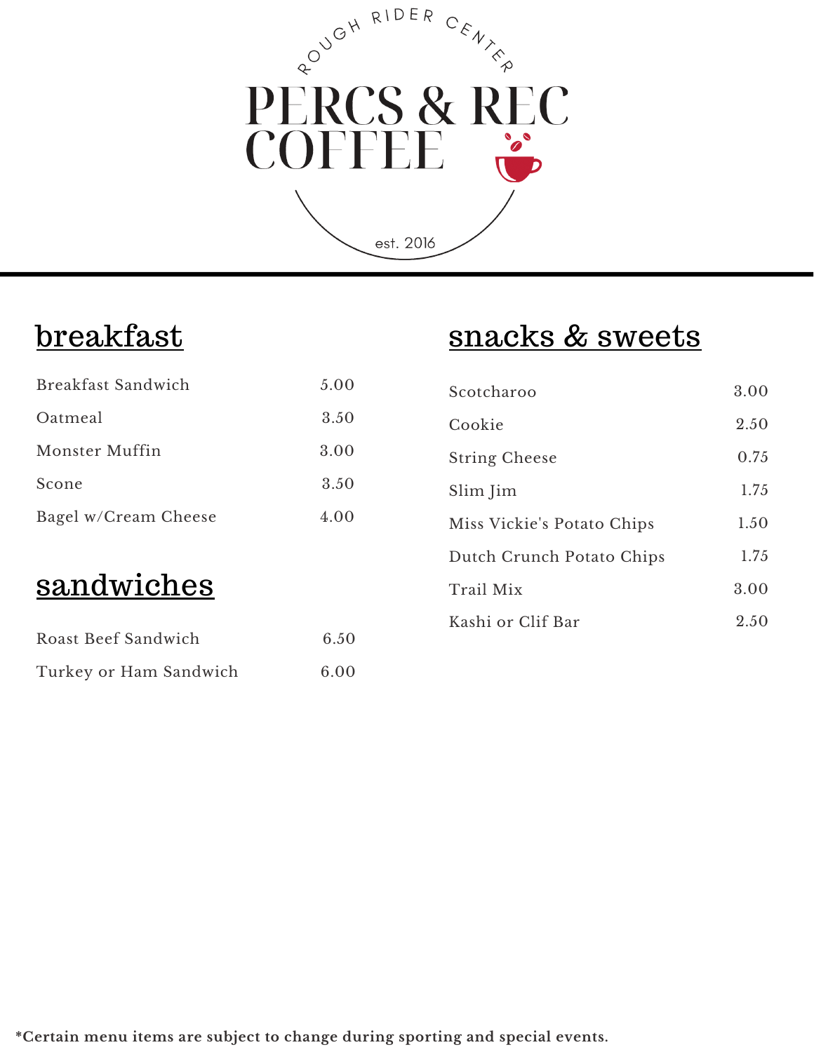ROUGH RIDER CENTER

# PERCS & REC COFFEE

est. 2016

## breakfast

| Item | Price |
|---|---|
| Breakfast Sandwich | 5.00 |
| Oatmeal | 3.50 |
| Monster Muffin | 3.00 |
| Scone | 3.50 |
| Bagel w/Cream Cheese | 4.00 |

## sandwiches

| Item | Price |
|---|---|
| Roast Beef Sandwich | 6.50 |
| Turkey or Ham Sandwich | 6.00 |

## snacks & sweets

| Item | Price |
|---|---|
| Scotcharoo | 3.00 |
| Cookie | 2.50 |
| String Cheese | 0.75 |
| Slim Jim | 1.75 |
| Miss Vickie's Potato Chips | 1.50 |
| Dutch Crunch Potato Chips | 1.75 |
| Trail Mix | 3.00 |
| Kashi or Clif Bar | 2.50 |

**\*Certain menu items are subject to change during sporting and special events.**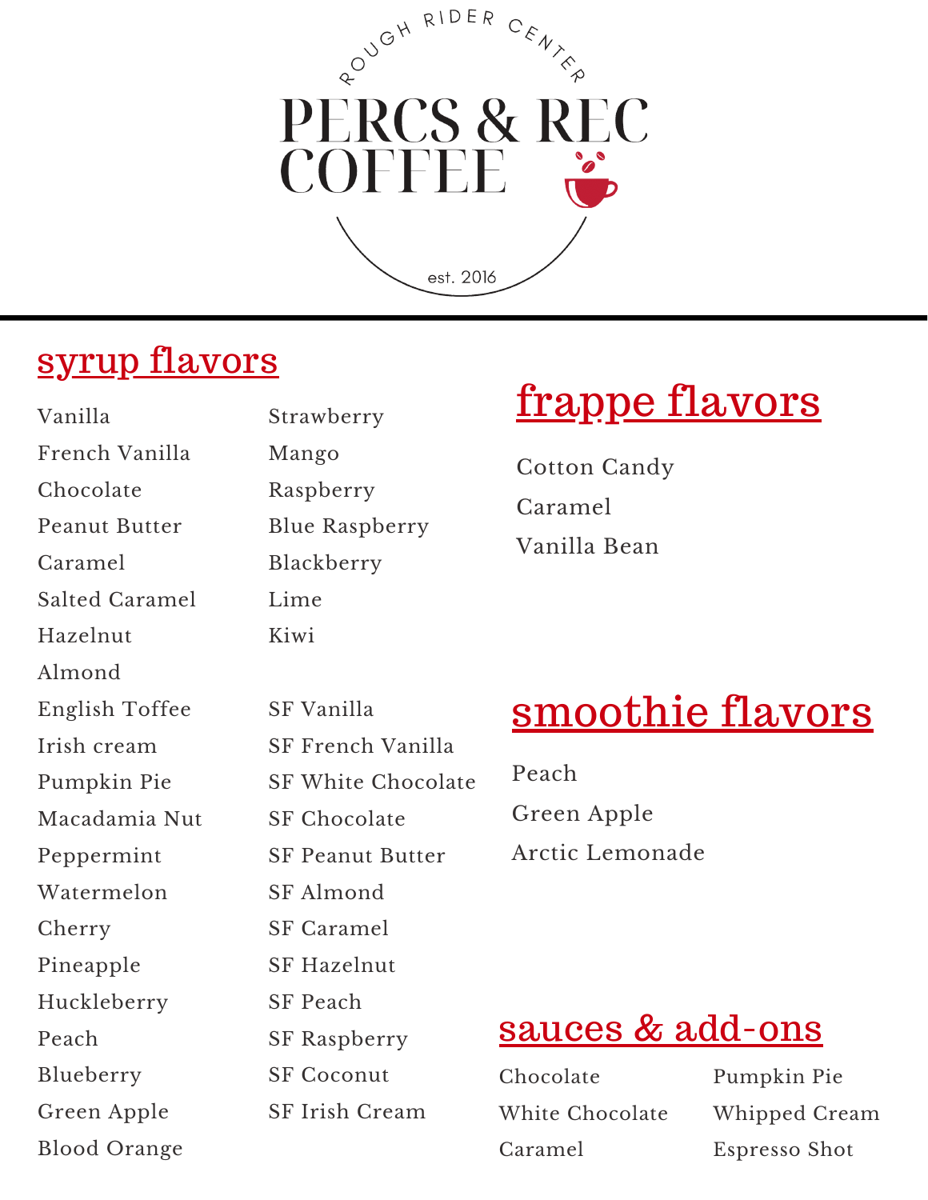ROUGH RIDER CENTER

# PERCS & REC COFFEE

est. 2016

## syrup flavors

- Vanilla
- French Vanilla
- Chocolate
- Peanut Butter
- Caramel
- Salted Caramel
- Hazelnut
- Almond
- English Toffee
- Irish cream
- Pumpkin Pie
- Macadamia Nut
- Peppermint
- Watermelon
- Cherry
- Pineapple
- Huckleberry
- Peach
- Blueberry
- Green Apple
- Blood Orange
- Strawberry
- Mango
- Raspberry
- Blue Raspberry
- Blackberry
- Lime
- Kiwi

- SF Vanilla
- SF French Vanilla
- SF White Chocolate
- SF Chocolate
- SF Peanut Butter
- SF Almond
- SF Caramel
- SF Hazelnut
- SF Peach
- SF Raspberry
- SF Coconut
- SF Irish Cream

## frappe flavors

- Cotton Candy
- Caramel
- Vanilla Bean

## smoothie flavors

- Peach
- Green Apple
- Arctic Lemonade

## sauces & add-ons

- Chocolate
- White Chocolate
- Caramel
- Pumpkin Pie
- Whipped Cream
- Espresso Shot